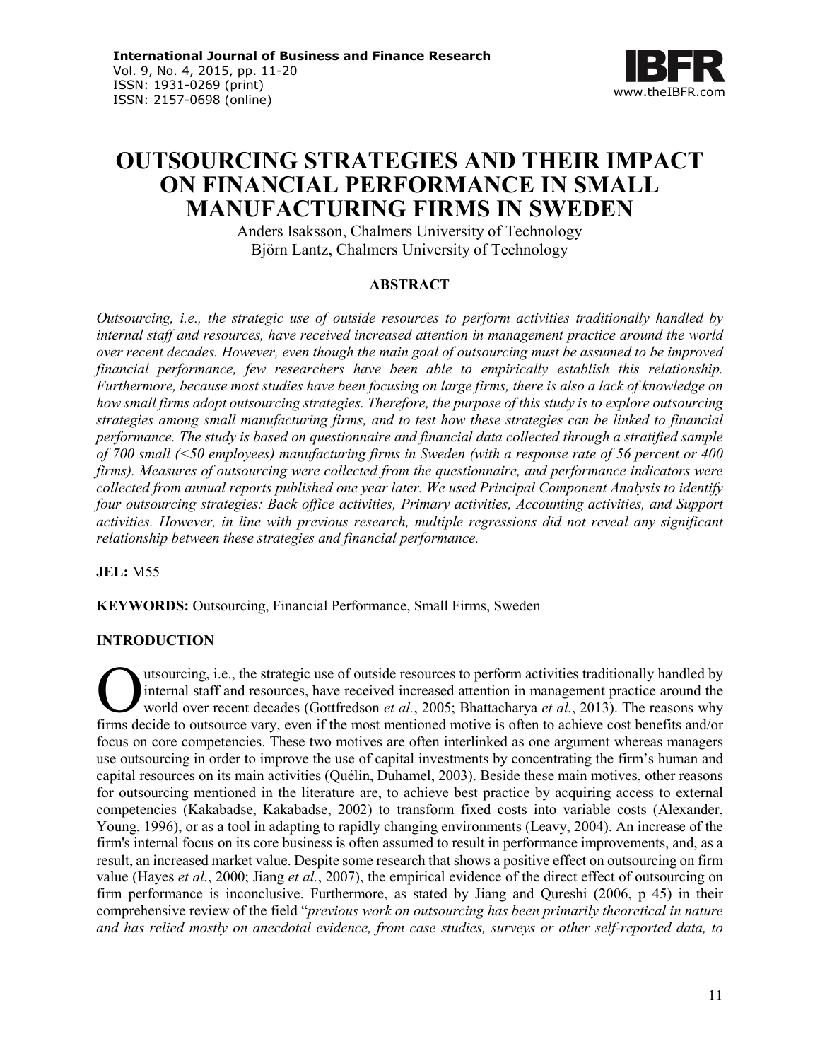# OUTSOURCING STRATEGIES AND THEIR IMPACT ON FINANCIAL PERFORMANCE IN SMALL MANUFACTURING FIRMS IN SWEDEN

Anders Isaksson, Chalmers University of Technology
Björn Lantz, Chalmers University of Technology

## ABSTRACT

*Outsourcing, i.e., the strategic use of outside resources to perform activities traditionally handled by internal staff and resources, have received increased attention in management practice around the world over recent decades. However, even though the main goal of outsourcing must be assumed to be improved financial performance, few researchers have been able to empirically establish this relationship. Furthermore, because most studies have been focusing on large firms, there is also a lack of knowledge on how small firms adopt outsourcing strategies. Therefore, the purpose of this study is to explore outsourcing strategies among small manufacturing firms, and to test how these strategies can be linked to financial performance. The study is based on questionnaire and financial data collected through a stratified sample of 700 small (<50 employees) manufacturing firms in Sweden (with a response rate of 56 percent or 400 firms). Measures of outsourcing were collected from the questionnaire, and performance indicators were collected from annual reports published one year later. We used Principal Component Analysis to identify four outsourcing strategies: Back office activities, Primary activities, Accounting activities, and Support activities. However, in line with previous research, multiple regressions did not reveal any significant relationship between these strategies and financial performance.*

**JEL:** M55

**KEYWORDS:** Outsourcing, Financial Performance, Small Firms, Sweden

## INTRODUCTION

Outsourcing, i.e., the strategic use of outside resources to perform activities traditionally handled by internal staff and resources, have received increased attention in management practice around the world over recent decades (Gottfredson *et al.*, 2005; Bhattacharya *et al.*, 2013). The reasons why firms decide to outsource vary, even if the most mentioned motive is often to achieve cost benefits and/or focus on core competencies. These two motives are often interlinked as one argument whereas managers use outsourcing in order to improve the use of capital investments by concentrating the firm's human and capital resources on its main activities (Quélin, Duhamel, 2003). Beside these main motives, other reasons for outsourcing mentioned in the literature are, to achieve best practice by acquiring access to external competencies (Kakabadse, Kakabadse, 2002) to transform fixed costs into variable costs (Alexander, Young, 1996), or as a tool in adapting to rapidly changing environments (Leavy, 2004). An increase of the firm's internal focus on its core business is often assumed to result in performance improvements, and, as a result, an increased market value. Despite some research that shows a positive effect on outsourcing on firm value (Hayes *et al.*, 2000; Jiang *et al.*, 2007), the empirical evidence of the direct effect of outsourcing on firm performance is inconclusive. Furthermore, as stated by Jiang and Qureshi (2006, p 45) in their comprehensive review of the field "*previous work on outsourcing has been primarily theoretical in nature and has relied mostly on anecdotal evidence, from case studies, surveys or other self-reported data, to*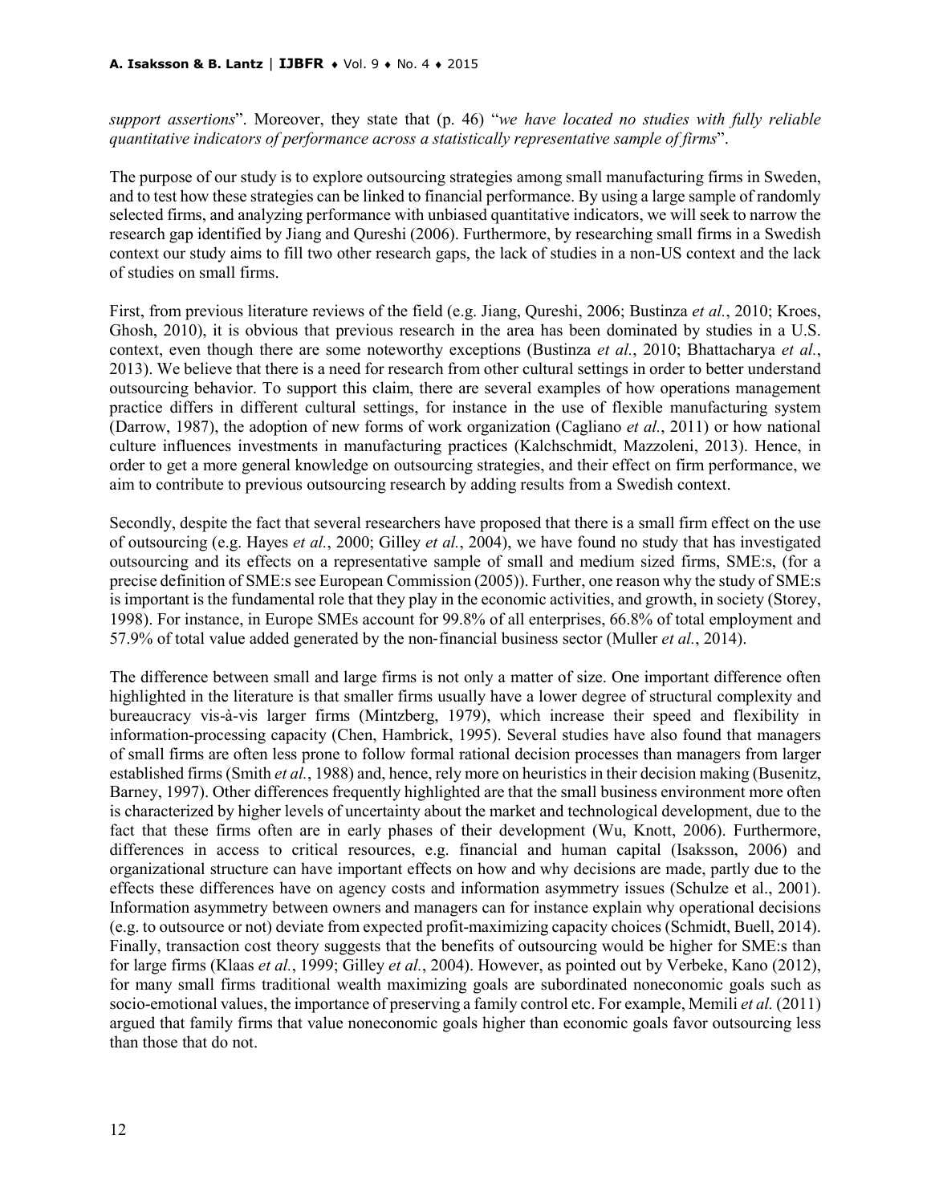*support assertions*". Moreover, they state that (p. 46) "*we have located no studies with fully reliable quantitative indicators of performance across a statistically representative sample of firms*".

The purpose of our study is to explore outsourcing strategies among small manufacturing firms in Sweden, and to test how these strategies can be linked to financial performance. By using a large sample of randomly selected firms, and analyzing performance with unbiased quantitative indicators, we will seek to narrow the research gap identified by Jiang and Qureshi (2006). Furthermore, by researching small firms in a Swedish context our study aims to fill two other research gaps, the lack of studies in a non-US context and the lack of studies on small firms.

First, from previous literature reviews of the field (e.g. Jiang, Qureshi, 2006; Bustinza *et al.*, 2010; Kroes, Ghosh, 2010), it is obvious that previous research in the area has been dominated by studies in a U.S. context, even though there are some noteworthy exceptions (Bustinza *et al.*, 2010; Bhattacharya *et al.*, 2013). We believe that there is a need for research from other cultural settings in order to better understand outsourcing behavior. To support this claim, there are several examples of how operations management practice differs in different cultural settings, for instance in the use of flexible manufacturing system (Darrow, 1987), the adoption of new forms of work organization (Cagliano *et al.*, 2011) or how national culture influences investments in manufacturing practices (Kalchschmidt, Mazzoleni, 2013). Hence, in order to get a more general knowledge on outsourcing strategies, and their effect on firm performance, we aim to contribute to previous outsourcing research by adding results from a Swedish context.

Secondly, despite the fact that several researchers have proposed that there is a small firm effect on the use of outsourcing (e.g. Hayes *et al.*, 2000; Gilley *et al.*, 2004), we have found no study that has investigated outsourcing and its effects on a representative sample of small and medium sized firms, SME:s, (for a precise definition of SME:s see European Commission (2005)). Further, one reason why the study of SME:s is important is the fundamental role that they play in the economic activities, and growth, in society (Storey, 1998). For instance, in Europe SMEs account for 99.8% of all enterprises, 66.8% of total employment and 57.9% of total value added generated by the non-financial business sector (Muller *et al.*, 2014).

The difference between small and large firms is not only a matter of size. One important difference often highlighted in the literature is that smaller firms usually have a lower degree of structural complexity and bureaucracy vis-à-vis larger firms (Mintzberg, 1979), which increase their speed and flexibility in information-processing capacity (Chen, Hambrick, 1995). Several studies have also found that managers of small firms are often less prone to follow formal rational decision processes than managers from larger established firms (Smith *et al.*, 1988) and, hence, rely more on heuristics in their decision making (Busenitz, Barney, 1997). Other differences frequently highlighted are that the small business environment more often is characterized by higher levels of uncertainty about the market and technological development, due to the fact that these firms often are in early phases of their development (Wu, Knott, 2006). Furthermore, differences in access to critical resources, e.g. financial and human capital (Isaksson, 2006) and organizational structure can have important effects on how and why decisions are made, partly due to the effects these differences have on agency costs and information asymmetry issues (Schulze et al., 2001). Information asymmetry between owners and managers can for instance explain why operational decisions (e.g. to outsource or not) deviate from expected profit-maximizing capacity choices (Schmidt, Buell, 2014). Finally, transaction cost theory suggests that the benefits of outsourcing would be higher for SME:s than for large firms (Klaas *et al.*, 1999; Gilley *et al.*, 2004). However, as pointed out by Verbeke, Kano (2012), for many small firms traditional wealth maximizing goals are subordinated noneconomic goals such as socio-emotional values, the importance of preserving a family control etc. For example, Memili *et al.* (2011) argued that family firms that value noneconomic goals higher than economic goals favor outsourcing less than those that do not.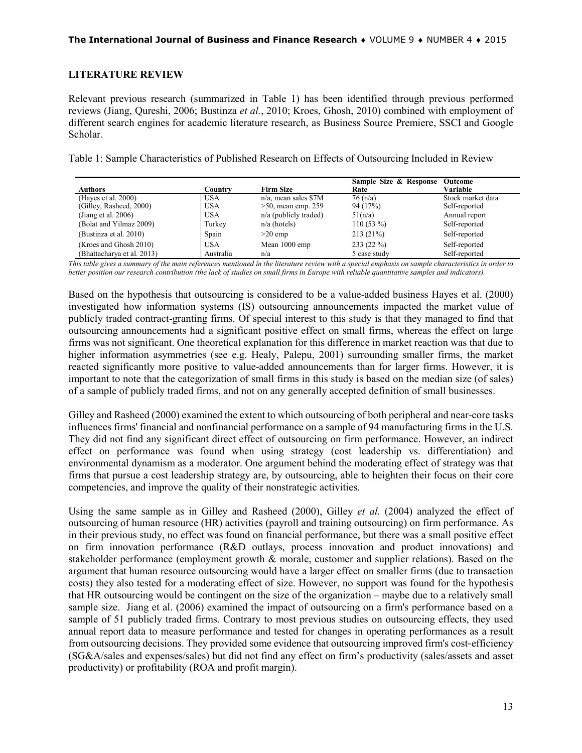## LITERATURE REVIEW

Relevant previous research (summarized in Table 1) has been identified through previous performed reviews (Jiang, Qureshi, 2006; Bustinza *et al.*, 2010; Kroes, Ghosh, 2010) combined with employment of different search engines for academic literature research, as Business Source Premiere, SSCI and Google Scholar.

Table 1: Sample Characteristics of Published Research on Effects of Outsourcing Included in Review

| Authors | Country | Firm Size | Sample Size & Response Rate | Outcome Variable |
|---|---|---|---|---|
| (Hayes et al. 2000) | USA | n/a, mean sales $7M | 76 (n/a) | Stock market data |
| (Gilley, Rasheed, 2000) | USA | >50, mean emp. 259 | 94 (17%) | Self-reported |
| (Jiang et al. 2006) | USA | n/a (publicly traded) | 51(n/a) | Annual report |
| (Bolat and Yilmaz 2009) | Turkey | n/a (hotels) | 110 (53 %) | Self-reported |
| (Bustinza et al. 2010) | Spain | >20 emp | 213 (21%) | Self-reported |
| (Kroes and Ghosh 2010) | USA | Mean 1000 emp | 233 (22 %) | Self-reported |
| (Bhattacharya et al. 2013) | Australia | n/a | 5 case study | Self-reported |

*This table gives a summary of the main references mentioned in the literature review with a special emphasis on sample characteristics in order to better position our research contribution (the lack of studies on small firms in Europe with reliable quantitative samples and indicators).*

Based on the hypothesis that outsourcing is considered to be a value-added business Hayes et al. (2000) investigated how information systems (IS) outsourcing announcements impacted the market value of publicly traded contract-granting firms. Of special interest to this study is that they managed to find that outsourcing announcements had a significant positive effect on small firms, whereas the effect on large firms was not significant. One theoretical explanation for this difference in market reaction was that due to higher information asymmetries (see e.g. Healy, Palepu, 2001) surrounding smaller firms, the market reacted significantly more positive to value-added announcements than for larger firms. However, it is important to note that the categorization of small firms in this study is based on the median size (of sales) of a sample of publicly traded firms, and not on any generally accepted definition of small businesses.

Gilley and Rasheed (2000) examined the extent to which outsourcing of both peripheral and near-core tasks influences firms' financial and nonfinancial performance on a sample of 94 manufacturing firms in the U.S. They did not find any significant direct effect of outsourcing on firm performance. However, an indirect effect on performance was found when using strategy (cost leadership vs. differentiation) and environmental dynamism as a moderator. One argument behind the moderating effect of strategy was that firms that pursue a cost leadership strategy are, by outsourcing, able to heighten their focus on their core competencies, and improve the quality of their nonstrategic activities.

Using the same sample as in Gilley and Rasheed (2000), Gilley *et al.* (2004) analyzed the effect of outsourcing of human resource (HR) activities (payroll and training outsourcing) on firm performance. As in their previous study, no effect was found on financial performance, but there was a small positive effect on firm innovation performance (R&D outlays, process innovation and product innovations) and stakeholder performance (employment growth & morale, customer and supplier relations). Based on the argument that human resource outsourcing would have a larger effect on smaller firms (due to transaction costs) they also tested for a moderating effect of size. However, no support was found for the hypothesis that HR outsourcing would be contingent on the size of the organization – maybe due to a relatively small sample size. Jiang et al. (2006) examined the impact of outsourcing on a firm's performance based on a sample of 51 publicly traded firms. Contrary to most previous studies on outsourcing effects, they used annual report data to measure performance and tested for changes in operating performances as a result from outsourcing decisions. They provided some evidence that outsourcing improved firm's cost-efficiency (SG&A/sales and expenses/sales) but did not find any effect on firm's productivity (sales/assets and asset productivity) or profitability (ROA and profit margin).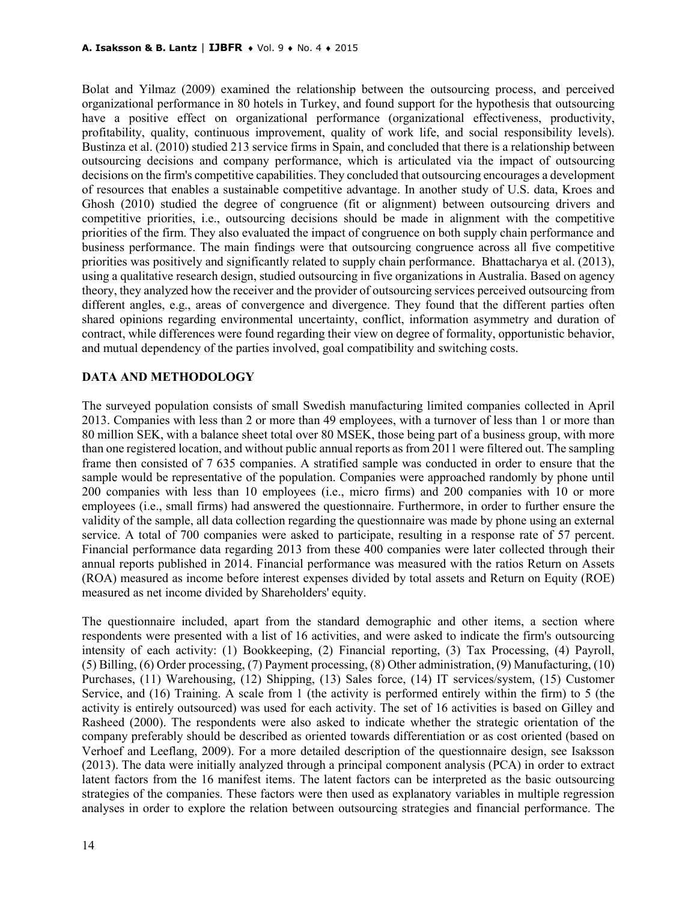Bolat and Yilmaz (2009) examined the relationship between the outsourcing process, and perceived organizational performance in 80 hotels in Turkey, and found support for the hypothesis that outsourcing have a positive effect on organizational performance (organizational effectiveness, productivity, profitability, quality, continuous improvement, quality of work life, and social responsibility levels). Bustinza et al. (2010) studied 213 service firms in Spain, and concluded that there is a relationship between outsourcing decisions and company performance, which is articulated via the impact of outsourcing decisions on the firm's competitive capabilities. They concluded that outsourcing encourages a development of resources that enables a sustainable competitive advantage. In another study of U.S. data, Kroes and Ghosh (2010) studied the degree of congruence (fit or alignment) between outsourcing drivers and competitive priorities, i.e., outsourcing decisions should be made in alignment with the competitive priorities of the firm. They also evaluated the impact of congruence on both supply chain performance and business performance. The main findings were that outsourcing congruence across all five competitive priorities was positively and significantly related to supply chain performance. Bhattacharya et al. (2013), using a qualitative research design, studied outsourcing in five organizations in Australia. Based on agency theory, they analyzed how the receiver and the provider of outsourcing services perceived outsourcing from different angles, e.g., areas of convergence and divergence. They found that the different parties often shared opinions regarding environmental uncertainty, conflict, information asymmetry and duration of contract, while differences were found regarding their view on degree of formality, opportunistic behavior, and mutual dependency of the parties involved, goal compatibility and switching costs.

## DATA AND METHODOLOGY

The surveyed population consists of small Swedish manufacturing limited companies collected in April 2013. Companies with less than 2 or more than 49 employees, with a turnover of less than 1 or more than 80 million SEK, with a balance sheet total over 80 MSEK, those being part of a business group, with more than one registered location, and without public annual reports as from 2011 were filtered out. The sampling frame then consisted of 7 635 companies. A stratified sample was conducted in order to ensure that the sample would be representative of the population. Companies were approached randomly by phone until 200 companies with less than 10 employees (i.e., micro firms) and 200 companies with 10 or more employees (i.e., small firms) had answered the questionnaire. Furthermore, in order to further ensure the validity of the sample, all data collection regarding the questionnaire was made by phone using an external service. A total of 700 companies were asked to participate, resulting in a response rate of 57 percent. Financial performance data regarding 2013 from these 400 companies were later collected through their annual reports published in 2014. Financial performance was measured with the ratios Return on Assets (ROA) measured as income before interest expenses divided by total assets and Return on Equity (ROE) measured as net income divided by Shareholders' equity.

The questionnaire included, apart from the standard demographic and other items, a section where respondents were presented with a list of 16 activities, and were asked to indicate the firm's outsourcing intensity of each activity: (1) Bookkeeping, (2) Financial reporting, (3) Tax Processing, (4) Payroll, (5) Billing, (6) Order processing, (7) Payment processing, (8) Other administration, (9) Manufacturing, (10) Purchases, (11) Warehousing, (12) Shipping, (13) Sales force, (14) IT services/system, (15) Customer Service, and (16) Training. A scale from 1 (the activity is performed entirely within the firm) to 5 (the activity is entirely outsourced) was used for each activity. The set of 16 activities is based on Gilley and Rasheed (2000). The respondents were also asked to indicate whether the strategic orientation of the company preferably should be described as oriented towards differentiation or as cost oriented (based on Verhoef and Leeflang, 2009). For a more detailed description of the questionnaire design, see Isaksson (2013). The data were initially analyzed through a principal component analysis (PCA) in order to extract latent factors from the 16 manifest items. The latent factors can be interpreted as the basic outsourcing strategies of the companies. These factors were then used as explanatory variables in multiple regression analyses in order to explore the relation between outsourcing strategies and financial performance. The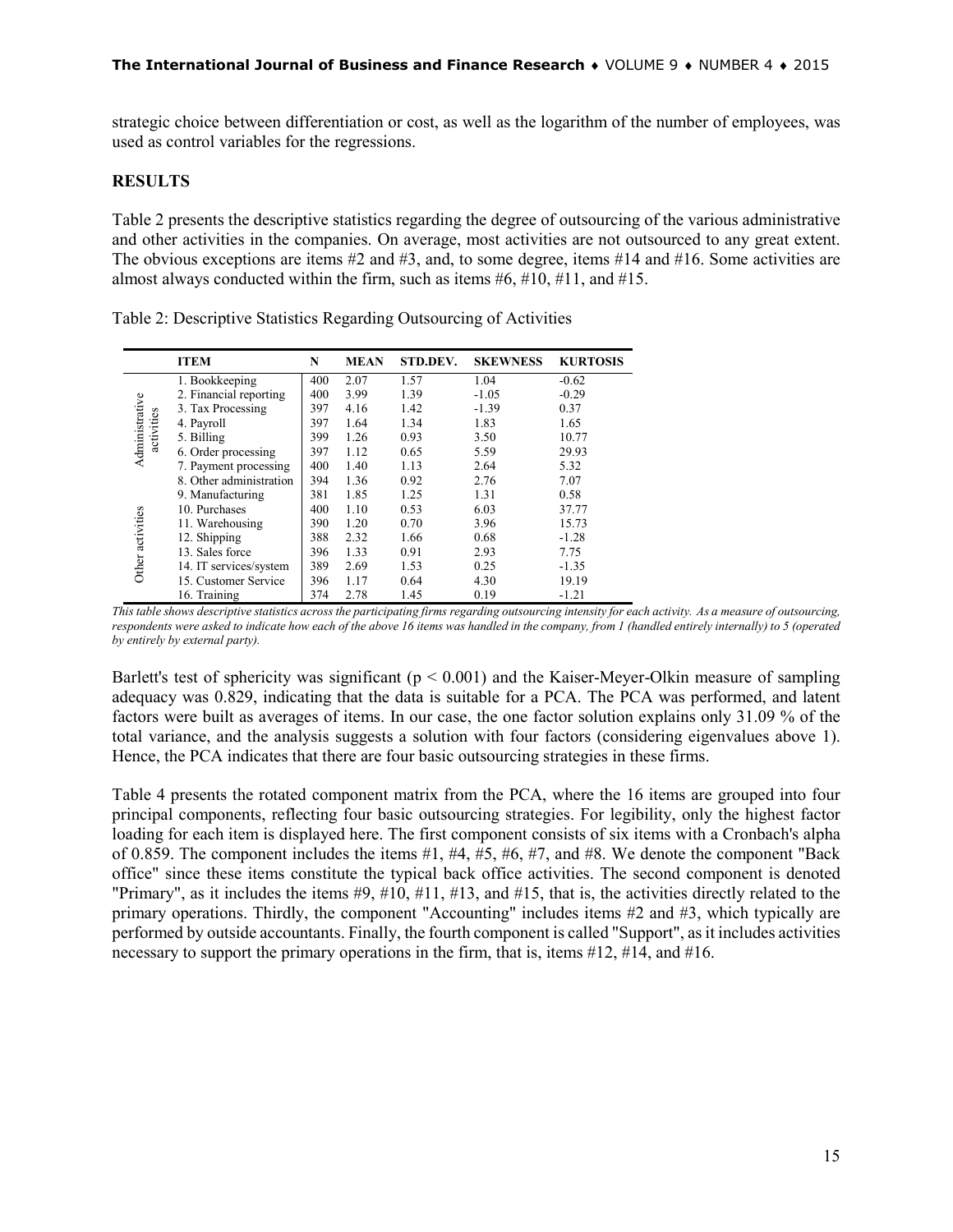strategic choice between differentiation or cost, as well as the logarithm of the number of employees, was used as control variables for the regressions.

## RESULTS

Table 2 presents the descriptive statistics regarding the degree of outsourcing of the various administrative and other activities in the companies. On average, most activities are not outsourced to any great extent. The obvious exceptions are items #2 and #3, and, to some degree, items #14 and #16. Some activities are almost always conducted within the firm, such as items #6, #10, #11, and #15.

Table 2: Descriptive Statistics Regarding Outsourcing of Activities

| | ITEM | N | MEAN | STD.DEV. | SKEWNESS | KURTOSIS |
|---|---|---|---|---|---|---|
| Administrative activities | 1. Bookkeeping | 400 | 2.07 | 1.57 | 1.04 | -0.62 |
| | 2. Financial reporting | 400 | 3.99 | 1.39 | -1.05 | -0.29 |
| | 3. Tax Processing | 397 | 4.16 | 1.42 | -1.39 | 0.37 |
| | 4. Payroll | 397 | 1.64 | 1.34 | 1.83 | 1.65 |
| | 5. Billing | 399 | 1.26 | 0.93 | 3.50 | 10.77 |
| | 6. Order processing | 397 | 1.12 | 0.65 | 5.59 | 29.93 |
| | 7. Payment processing | 400 | 1.40 | 1.13 | 2.64 | 5.32 |
| | 8. Other administration | 394 | 1.36 | 0.92 | 2.76 | 7.07 |
| Other activities | 9. Manufacturing | 381 | 1.85 | 1.25 | 1.31 | 0.58 |
| | 10. Purchases | 400 | 1.10 | 0.53 | 6.03 | 37.77 |
| | 11. Warehousing | 390 | 1.20 | 0.70 | 3.96 | 15.73 |
| | 12. Shipping | 388 | 2.32 | 1.66 | 0.68 | -1.28 |
| | 13. Sales force | 396 | 1.33 | 0.91 | 2.93 | 7.75 |
| | 14. IT services/system | 389 | 2.69 | 1.53 | 0.25 | -1.35 |
| | 15. Customer Service | 396 | 1.17 | 0.64 | 4.30 | 19.19 |
| | 16. Training | 374 | 2.78 | 1.45 | 0.19 | -1.21 |

*This table shows descriptive statistics across the participating firms regarding outsourcing intensity for each activity. As a measure of outsourcing, respondents were asked to indicate how each of the above 16 items was handled in the company, from 1 (handled entirely internally) to 5 (operated by entirely by external party).*

Barlett's test of sphericity was significant ($p < 0.001$) and the Kaiser-Meyer-Olkin measure of sampling adequacy was 0.829, indicating that the data is suitable for a PCA. The PCA was performed, and latent factors were built as averages of items. In our case, the one factor solution explains only 31.09 % of the total variance, and the analysis suggests a solution with four factors (considering eigenvalues above 1). Hence, the PCA indicates that there are four basic outsourcing strategies in these firms.

Table 4 presents the rotated component matrix from the PCA, where the 16 items are grouped into four principal components, reflecting four basic outsourcing strategies. For legibility, only the highest factor loading for each item is displayed here. The first component consists of six items with a Cronbach's alpha of 0.859. The component includes the items #1, #4, #5, #6, #7, and #8. We denote the component "Back office" since these items constitute the typical back office activities. The second component is denoted "Primary", as it includes the items #9, #10, #11, #13, and #15, that is, the activities directly related to the primary operations. Thirdly, the component "Accounting" includes items #2 and #3, which typically are performed by outside accountants. Finally, the fourth component is called "Support", as it includes activities necessary to support the primary operations in the firm, that is, items #12, #14, and #16.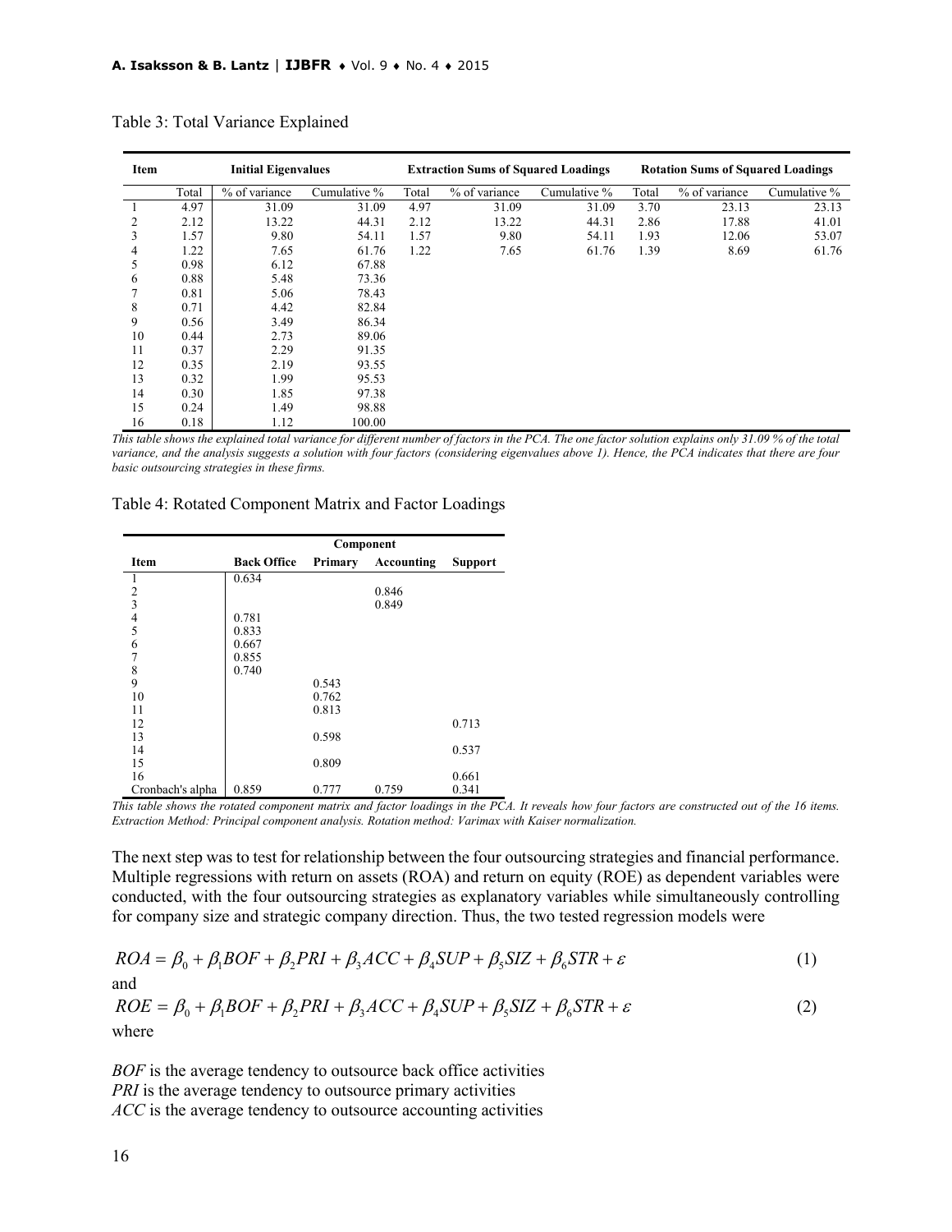Table 3: Total Variance Explained

| Item | Initial Eigenvalues | | | Extraction Sums of Squared Loadings | | | Rotation Sums of Squared Loadings | | |
|---|---|---|---|---|---|---|---|---|---|
| | Total | % of variance | Cumulative % | Total | % of variance | Cumulative % | Total | % of variance | Cumulative % |
| 1 | 4.97 | 31.09 | 31.09 | 4.97 | 31.09 | 31.09 | 3.70 | 23.13 | 23.13 |
| 2 | 2.12 | 13.22 | 44.31 | 2.12 | 13.22 | 44.31 | 2.86 | 17.88 | 41.01 |
| 3 | 1.57 | 9.80 | 54.11 | 1.57 | 9.80 | 54.11 | 1.93 | 12.06 | 53.07 |
| 4 | 1.22 | 7.65 | 61.76 | 1.22 | 7.65 | 61.76 | 1.39 | 8.69 | 61.76 |
| 5 | 0.98 | 6.12 | 67.88 | | | | | | |
| 6 | 0.88 | 5.48 | 73.36 | | | | | | |
| 7 | 0.81 | 5.06 | 78.43 | | | | | | |
| 8 | 0.71 | 4.42 | 82.84 | | | | | | |
| 9 | 0.56 | 3.49 | 86.34 | | | | | | |
| 10 | 0.44 | 2.73 | 89.06 | | | | | | |
| 11 | 0.37 | 2.29 | 91.35 | | | | | | |
| 12 | 0.35 | 2.19 | 93.55 | | | | | | |
| 13 | 0.32 | 1.99 | 95.53 | | | | | | |
| 14 | 0.30 | 1.85 | 97.38 | | | | | | |
| 15 | 0.24 | 1.49 | 98.88 | | | | | | |
| 16 | 0.18 | 1.12 | 100.00 | | | | | | |

*This table shows the explained total variance for different number of factors in the PCA. The one factor solution explains only 31.09 % of the total variance, and the analysis suggests a solution with four factors (considering eigenvalues above 1). Hence, the PCA indicates that there are four basic outsourcing strategies in these firms.*

Table 4: Rotated Component Matrix and Factor Loadings

| | Component | | | |
|---|---|---|---|---|
| Item | Back Office | Primary | Accounting | Support |
| 1 | 0.634 | | | |
| 2 | | | 0.846 | |
| 3 | | | 0.849 | |
| 4 | 0.781 | | | |
| 5 | 0.833 | | | |
| 6 | 0.667 | | | |
| 7 | 0.855 | | | |
| 8 | 0.740 | | | |
| 9 | | 0.543 | | |
| 10 | | 0.762 | | |
| 11 | | 0.813 | | |
| 12 | | | | 0.713 |
| 13 | | 0.598 | | |
| 14 | | | | 0.537 |
| 15 | | 0.809 | | |
| 16 | | | | 0.661 |
| Cronbach's alpha | 0.859 | 0.777 | 0.759 | 0.341 |

*This table shows the rotated component matrix and factor loadings in the PCA. It reveals how four factors are constructed out of the 16 items. Extraction Method: Principal component analysis. Rotation method: Varimax with Kaiser normalization.*

The next step was to test for relationship between the four outsourcing strategies and financial performance. Multiple regressions with return on assets (ROA) and return on equity (ROE) as dependent variables were conducted, with the four outsourcing strategies as explanatory variables while simultaneously controlling for company size and strategic company direction. Thus, the two tested regression models were

$$ROA = \beta_0 + \beta_1 BOF + \beta_2 PRI + \beta_3 ACC + \beta_4 SUP + \beta_5 SIZ + \beta_6 STR + \varepsilon \quad (1)$$

and

$$ROE = \beta_0 + \beta_1 BOF + \beta_2 PRI + \beta_3 ACC + \beta_4 SUP + \beta_5 SIZ + \beta_6 STR + \varepsilon \quad (2)$$

where

*BOF* is the average tendency to outsource back office activities
*PRI* is the average tendency to outsource primary activities
*ACC* is the average tendency to outsource accounting activities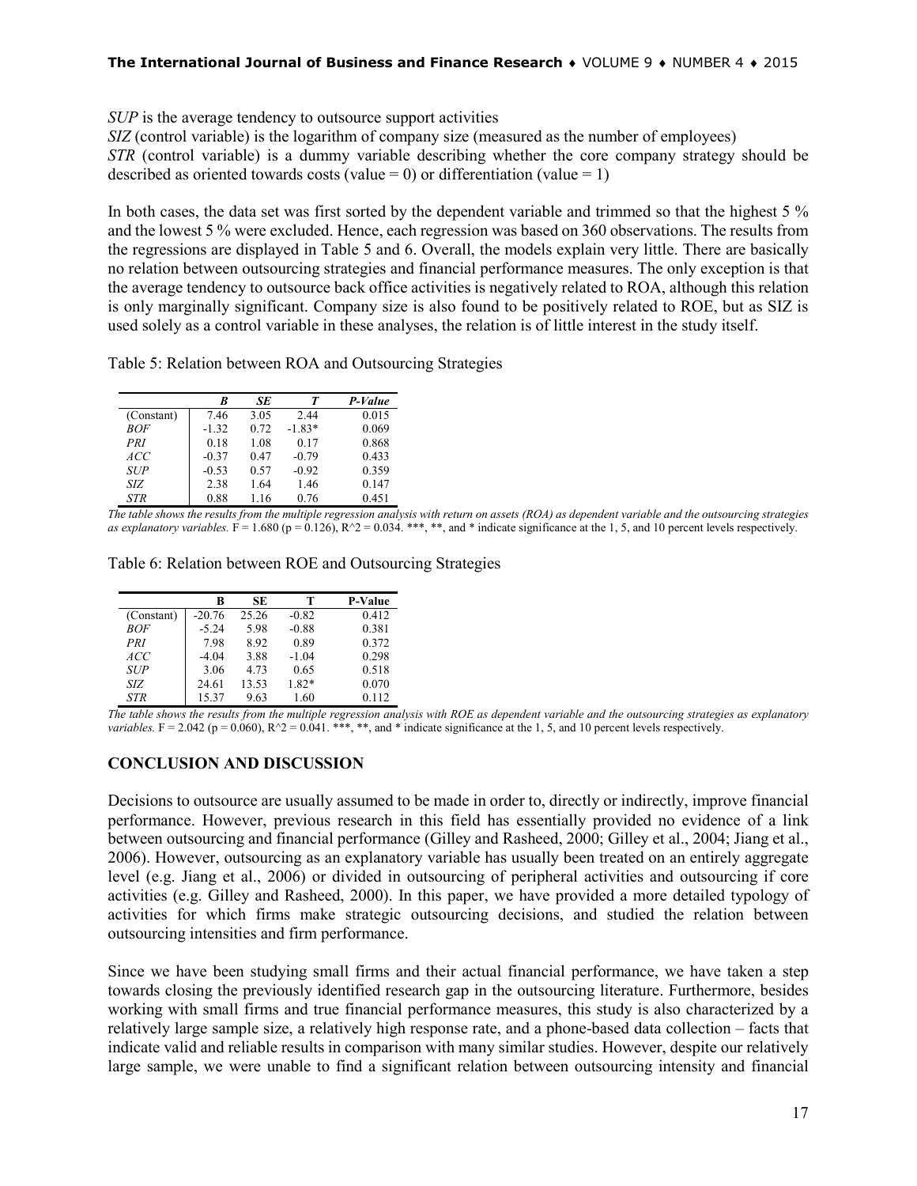*SUP* is the average tendency to outsource support activities

*SIZ* (control variable) is the logarithm of company size (measured as the number of employees)

*STR* (control variable) is a dummy variable describing whether the core company strategy should be described as oriented towards costs (value = 0) or differentiation (value = 1)

In both cases, the data set was first sorted by the dependent variable and trimmed so that the highest 5 % and the lowest 5 % were excluded. Hence, each regression was based on 360 observations. The results from the regressions are displayed in Table 5 and 6. Overall, the models explain very little. There are basically no relation between outsourcing strategies and financial performance measures. The only exception is that the average tendency to outsource back office activities is negatively related to ROA, although this relation is only marginally significant. Company size is also found to be positively related to ROE, but as SIZ is used solely as a control variable in these analyses, the relation is of little interest in the study itself.

Table 5: Relation between ROA and Outsourcing Strategies

| | *B* | *SE* | *T* | *P-Value* |
|---|---|---|---|---|
| (Constant) | 7.46 | 3.05 | 2.44 | 0.015 |
| *BOF* | -1.32 | 0.72 | -1.83* | 0.069 |
| *PRI* | 0.18 | 1.08 | 0.17 | 0.868 |
| *ACC* | -0.37 | 0.47 | -0.79 | 0.433 |
| *SUP* | -0.53 | 0.57 | -0.92 | 0.359 |
| *SIZ* | 2.38 | 1.64 | 1.46 | 0.147 |
| *STR* | 0.88 | 1.16 | 0.76 | 0.451 |

*The table shows the results from the multiple regression analysis with return on assets (ROA) as dependent variable and the outsourcing strategies as explanatory variables.* $F = 1.680$ ($p = 0.126$), $R^2 = 0.034$. ***, **, and * indicate significance at the 1, 5, and 10 percent levels respectively.

Table 6: Relation between ROE and Outsourcing Strategies

| | B | SE | T | P-Value |
|---|---|---|---|---|
| (Constant) | -20.76 | 25.26 | -0.82 | 0.412 |
| *BOF* | -5.24 | 5.98 | -0.88 | 0.381 |
| *PRI* | 7.98 | 8.92 | 0.89 | 0.372 |
| *ACC* | -4.04 | 3.88 | -1.04 | 0.298 |
| *SUP* | 3.06 | 4.73 | 0.65 | 0.518 |
| *SIZ* | 24.61 | 13.53 | 1.82* | 0.070 |
| *STR* | 15.37 | 9.63 | 1.60 | 0.112 |

*The table shows the results from the multiple regression analysis with ROE as dependent variable and the outsourcing strategies as explanatory variables.* $F = 2.042$ ($p = 0.060$), $R^2 = 0.041$. ***, **, and * indicate significance at the 1, 5, and 10 percent levels respectively.

## CONCLUSION AND DISCUSSION

Decisions to outsource are usually assumed to be made in order to, directly or indirectly, improve financial performance. However, previous research in this field has essentially provided no evidence of a link between outsourcing and financial performance (Gilley and Rasheed, 2000; Gilley et al., 2004; Jiang et al., 2006). However, outsourcing as an explanatory variable has usually been treated on an entirely aggregate level (e.g. Jiang et al., 2006) or divided in outsourcing of peripheral activities and outsourcing if core activities (e.g. Gilley and Rasheed, 2000). In this paper, we have provided a more detailed typology of activities for which firms make strategic outsourcing decisions, and studied the relation between outsourcing intensities and firm performance.

Since we have been studying small firms and their actual financial performance, we have taken a step towards closing the previously identified research gap in the outsourcing literature. Furthermore, besides working with small firms and true financial performance measures, this study is also characterized by a relatively large sample size, a relatively high response rate, and a phone-based data collection – facts that indicate valid and reliable results in comparison with many similar studies. However, despite our relatively large sample, we were unable to find a significant relation between outsourcing intensity and financial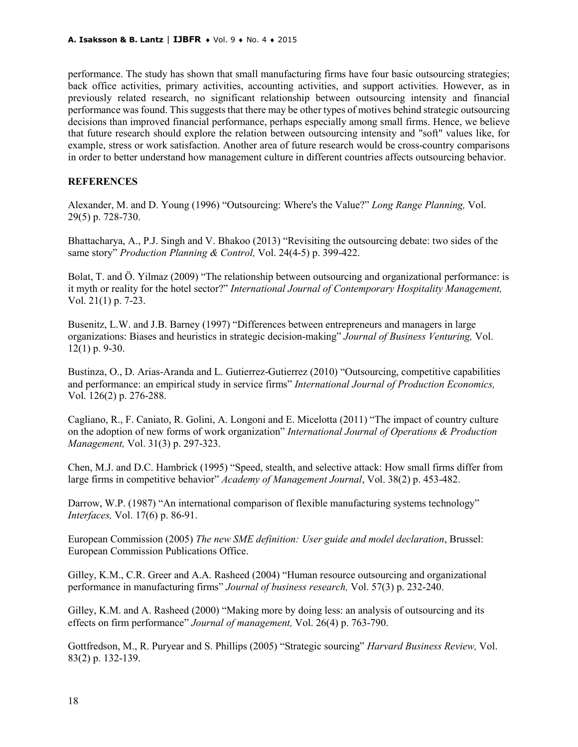performance. The study has shown that small manufacturing firms have four basic outsourcing strategies; back office activities, primary activities, accounting activities, and support activities. However, as in previously related research, no significant relationship between outsourcing intensity and financial performance was found. This suggests that there may be other types of motives behind strategic outsourcing decisions than improved financial performance, perhaps especially among small firms. Hence, we believe that future research should explore the relation between outsourcing intensity and "soft" values like, for example, stress or work satisfaction. Another area of future research would be cross-country comparisons in order to better understand how management culture in different countries affects outsourcing behavior.

## REFERENCES

Alexander, M. and D. Young (1996) "Outsourcing: Where's the Value?" *Long Range Planning,* Vol. 29(5) p. 728-730.

Bhattacharya, A., P.J. Singh and V. Bhakoo (2013) "Revisiting the outsourcing debate: two sides of the same story" *Production Planning & Control,* Vol. 24(4-5) p. 399-422.

Bolat, T. and Ö. Yilmaz (2009) "The relationship between outsourcing and organizational performance: is it myth or reality for the hotel sector?" *International Journal of Contemporary Hospitality Management,* Vol. 21(1) p. 7-23.

Busenitz, L.W. and J.B. Barney (1997) "Differences between entrepreneurs and managers in large organizations: Biases and heuristics in strategic decision-making" *Journal of Business Venturing,* Vol. 12(1) p. 9-30.

Bustinza, O., D. Arias-Aranda and L. Gutierrez-Gutierrez (2010) "Outsourcing, competitive capabilities and performance: an empirical study in service firms" *International Journal of Production Economics,* Vol. 126(2) p. 276-288.

Cagliano, R., F. Caniato, R. Golini, A. Longoni and E. Micelotta (2011) "The impact of country culture on the adoption of new forms of work organization" *International Journal of Operations & Production Management,* Vol. 31(3) p. 297-323.

Chen, M.J. and D.C. Hambrick (1995) "Speed, stealth, and selective attack: How small firms differ from large firms in competitive behavior" *Academy of Management Journal*, Vol. 38(2) p. 453-482.

Darrow, W.P. (1987) "An international comparison of flexible manufacturing systems technology" *Interfaces,* Vol. 17(6) p. 86-91.

European Commission (2005) *The new SME definition: User guide and model declaration*, Brussel: European Commission Publications Office.

Gilley, K.M., C.R. Greer and A.A. Rasheed (2004) "Human resource outsourcing and organizational performance in manufacturing firms" *Journal of business research,* Vol. 57(3) p. 232-240.

Gilley, K.M. and A. Rasheed (2000) "Making more by doing less: an analysis of outsourcing and its effects on firm performance" *Journal of management,* Vol. 26(4) p. 763-790.

Gottfredson, M., R. Puryear and S. Phillips (2005) "Strategic sourcing" *Harvard Business Review,* Vol. 83(2) p. 132-139.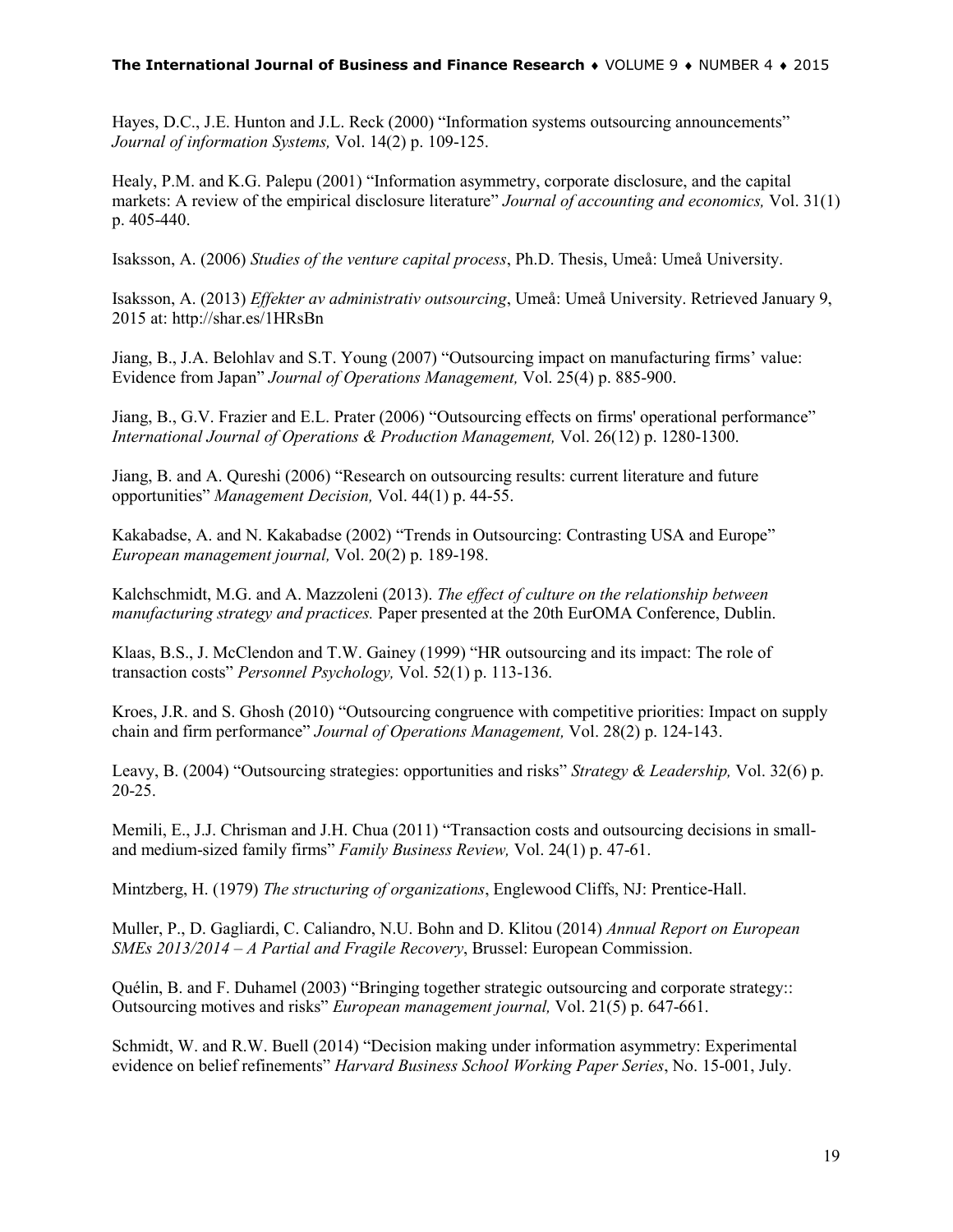Hayes, D.C., J.E. Hunton and J.L. Reck (2000) "Information systems outsourcing announcements" *Journal of information Systems,* Vol. 14(2) p. 109-125.

Healy, P.M. and K.G. Palepu (2001) "Information asymmetry, corporate disclosure, and the capital markets: A review of the empirical disclosure literature" *Journal of accounting and economics,* Vol. 31(1) p. 405-440.

Isaksson, A. (2006) *Studies of the venture capital process*, Ph.D. Thesis, Umeå: Umeå University.

Isaksson, A. (2013) *Effekter av administrativ outsourcing*, Umeå: Umeå University. Retrieved January 9, 2015 at: http://shar.es/1HRsBn

Jiang, B., J.A. Belohlav and S.T. Young (2007) "Outsourcing impact on manufacturing firms' value: Evidence from Japan" *Journal of Operations Management,* Vol. 25(4) p. 885-900.

Jiang, B., G.V. Frazier and E.L. Prater (2006) "Outsourcing effects on firms' operational performance" *International Journal of Operations & Production Management,* Vol. 26(12) p. 1280-1300.

Jiang, B. and A. Qureshi (2006) "Research on outsourcing results: current literature and future opportunities" *Management Decision,* Vol. 44(1) p. 44-55.

Kakabadse, A. and N. Kakabadse (2002) "Trends in Outsourcing: Contrasting USA and Europe" *European management journal,* Vol. 20(2) p. 189-198.

Kalchschmidt, M.G. and A. Mazzoleni (2013). *The effect of culture on the relationship between manufacturing strategy and practices.* Paper presented at the 20th EurOMA Conference, Dublin.

Klaas, B.S., J. McClendon and T.W. Gainey (1999) "HR outsourcing and its impact: The role of transaction costs" *Personnel Psychology,* Vol. 52(1) p. 113-136.

Kroes, J.R. and S. Ghosh (2010) "Outsourcing congruence with competitive priorities: Impact on supply chain and firm performance" *Journal of Operations Management,* Vol. 28(2) p. 124-143.

Leavy, B. (2004) "Outsourcing strategies: opportunities and risks" *Strategy & Leadership,* Vol. 32(6) p. 20-25.

Memili, E., J.J. Chrisman and J.H. Chua (2011) "Transaction costs and outsourcing decisions in small- and medium-sized family firms" *Family Business Review,* Vol. 24(1) p. 47-61.

Mintzberg, H. (1979) *The structuring of organizations*, Englewood Cliffs, NJ: Prentice-Hall.

Muller, P., D. Gagliardi, C. Caliandro, N.U. Bohn and D. Klitou (2014) *Annual Report on European SMEs 2013/2014 – A Partial and Fragile Recovery*, Brussel: European Commission.

Quélin, B. and F. Duhamel (2003) "Bringing together strategic outsourcing and corporate strategy:: Outsourcing motives and risks" *European management journal,* Vol. 21(5) p. 647-661.

Schmidt, W. and R.W. Buell (2014) "Decision making under information asymmetry: Experimental evidence on belief refinements" *Harvard Business School Working Paper Series*, No. 15-001, July.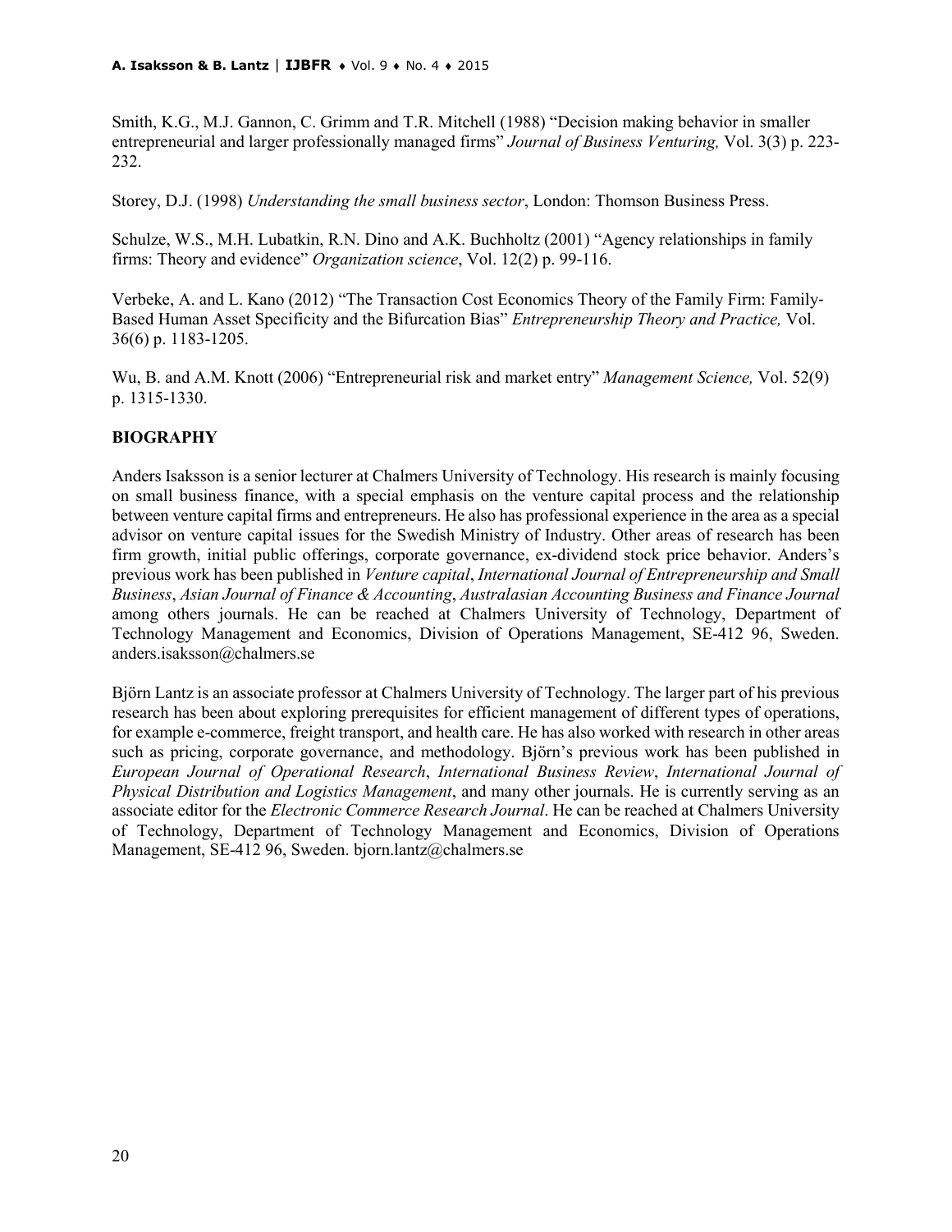Smith, K.G., M.J. Gannon, C. Grimm and T.R. Mitchell (1988) "Decision making behavior in smaller entrepreneurial and larger professionally managed firms" *Journal of Business Venturing,* Vol. 3(3) p. 223-232.

Storey, D.J. (1998) *Understanding the small business sector*, London: Thomson Business Press.

Schulze, W.S., M.H. Lubatkin, R.N. Dino and A.K. Buchholtz (2001) "Agency relationships in family firms: Theory and evidence" *Organization science*, Vol. 12(2) p. 99-116.

Verbeke, A. and L. Kano (2012) "The Transaction Cost Economics Theory of the Family Firm: Family-Based Human Asset Specificity and the Bifurcation Bias" *Entrepreneurship Theory and Practice,* Vol. 36(6) p. 1183-1205.

Wu, B. and A.M. Knott (2006) "Entrepreneurial risk and market entry" *Management Science,* Vol. 52(9) p. 1315-1330.

## BIOGRAPHY

Anders Isaksson is a senior lecturer at Chalmers University of Technology. His research is mainly focusing on small business finance, with a special emphasis on the venture capital process and the relationship between venture capital firms and entrepreneurs. He also has professional experience in the area as a special advisor on venture capital issues for the Swedish Ministry of Industry. Other areas of research has been firm growth, initial public offerings, corporate governance, ex-dividend stock price behavior. Anders's previous work has been published in *Venture capital*, *International Journal of Entrepreneurship and Small Business*, *Asian Journal of Finance & Accounting*, *Australasian Accounting Business and Finance Journal* among others journals. He can be reached at Chalmers University of Technology, Department of Technology Management and Economics, Division of Operations Management, SE-412 96, Sweden. anders.isaksson@chalmers.se

Björn Lantz is an associate professor at Chalmers University of Technology. The larger part of his previous research has been about exploring prerequisites for efficient management of different types of operations, for example e-commerce, freight transport, and health care. He has also worked with research in other areas such as pricing, corporate governance, and methodology. Björn's previous work has been published in *European Journal of Operational Research*, *International Business Review*, *International Journal of Physical Distribution and Logistics Management*, and many other journals. He is currently serving as an associate editor for the *Electronic Commerce Research Journal*. He can be reached at Chalmers University of Technology, Department of Technology Management and Economics, Division of Operations Management, SE-412 96, Sweden. bjorn.lantz@chalmers.se